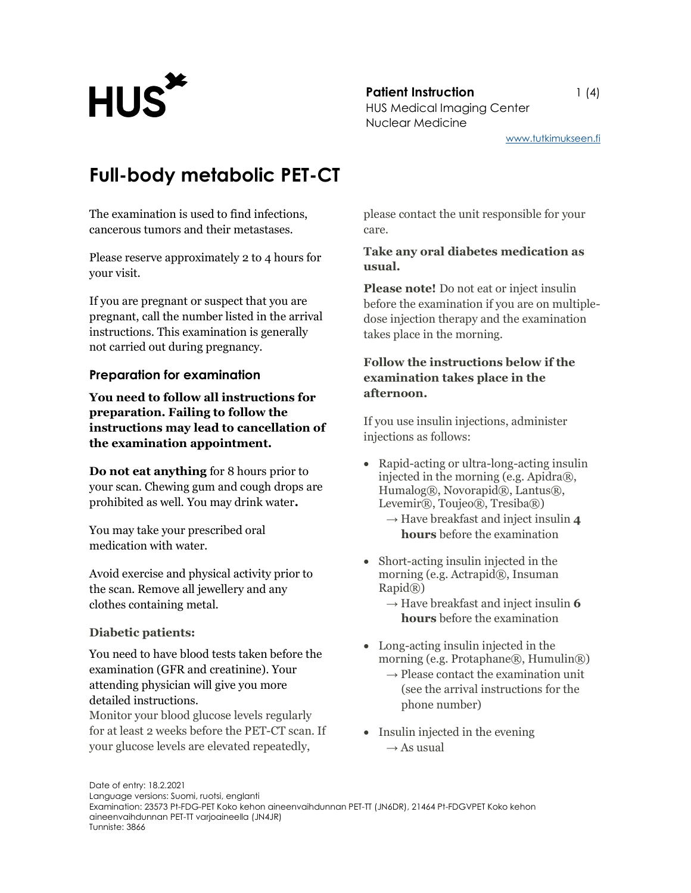# Full-body metabolic PET-CT

The examination is used to find infections, cancerous tumors and their metastases.

Please reserve approximately 2 to 4 hours for your visit.

If you are pregnant or suspect that you are pregnant, call the number listed in the arrival instructions. This examination is generally not carried out during pregnancy.

## Preparation for examination

**You need to follow all instructions for preparation. Failing to follow the instructions may lead to cancellation of the examination appointment.**

**Do not eat anything** for 8 hours prior to your scan. Chewing gum and cough drops are prohibited as well. You may drink water**.**

You may take your prescribed oral medication with water.

Avoid exercise and physical activity prior to the scan. Remove all jewellery and any clothes containing metal.

### Diabetic patients:

You need to have blood tests taken before the examination (GFR and creatinine). Your attending physician will give you more detailed instructions.

Monitor your blood glucose levels regularly for at least 2 weeks before the PET-CT scan. If your glucose levels are elevated repeatedly, please contact the unit responsible for your care.

**Take any oral diabetes medication as usual.**

**Please note!** Do not eat or inject insulin before the examination if you are on multiple-dose injection therapy and the examination takes place in the morning.

**Follow the instructions below if the examination takes place in the afternoon.**

If you use insulin injections, administer injections as follows:

- Rapid-acting or ultra-long-acting insulin injected in the morning (e.g. Apidra®, Humalog®, Novorapid®, Lantus®, Levemir®, Toujeo®, Tresiba®)
  → Have breakfast and inject insulin **4 hours** before the examination
- Short-acting insulin injected in the morning (e.g. Actrapid®, Insuman Rapid®)
  → Have breakfast and inject insulin **6 hours** before the examination
- Long-acting insulin injected in the morning (e.g. Protaphane®, Humulin®)
  → Please contact the examination unit (see the arrival instructions for the phone number)
- Insulin injected in the evening
  → As usual

Date of entry: 18.2.2021
Language versions: Suomi, ruotsi, englanti
Examination: 23573 Pt-FDG-PET Koko kehon aineenvaihdunnan PET-TT (JN6DR), 21464 Pt-FDGVPET Koko kehon aineenvaihdunnan PET-TT varjoaineella (JN4JR)
Tunniste: 3866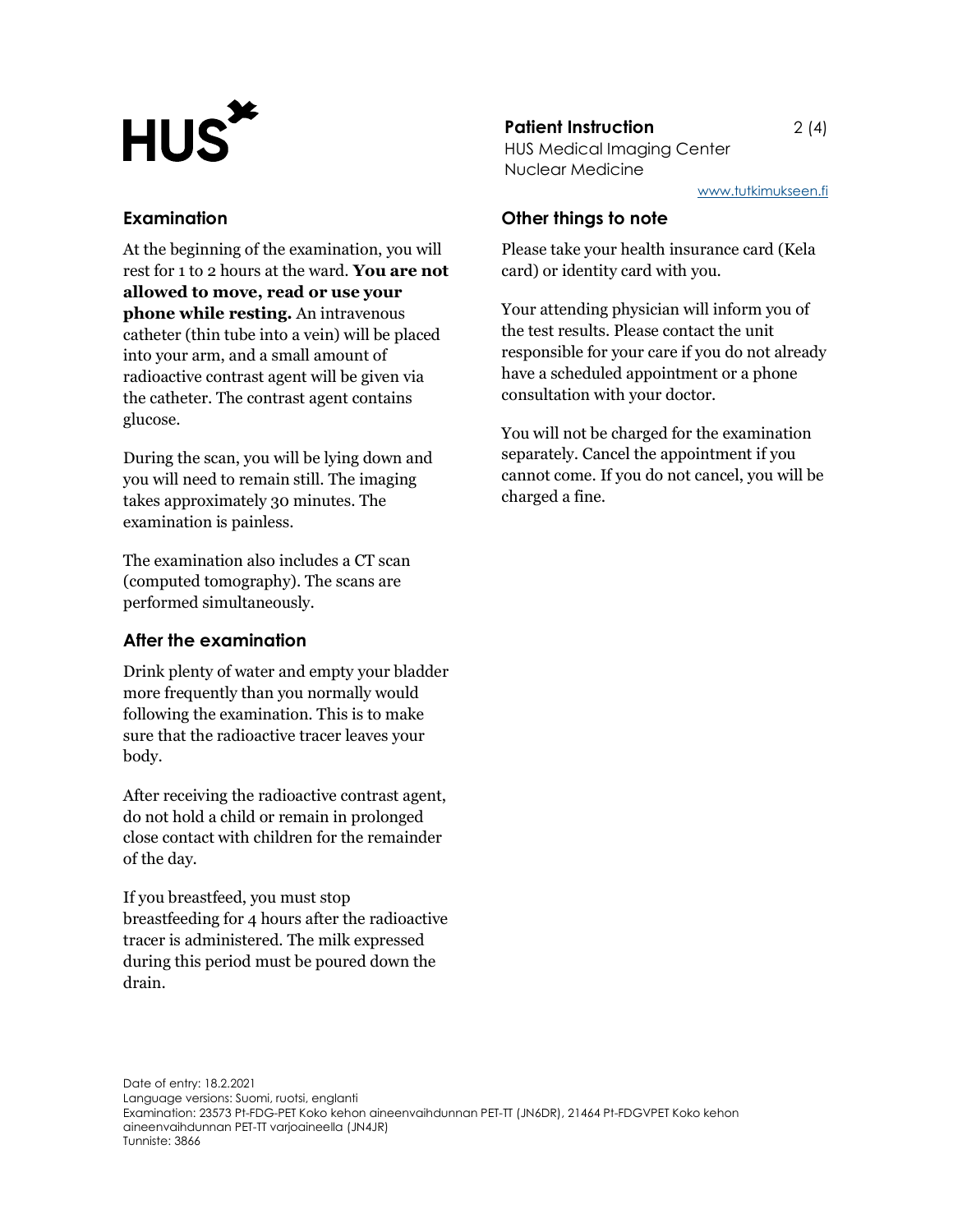## Examination

At the beginning of the examination, you will rest for 1 to 2 hours at the ward. **You are not allowed to move, read or use your phone while resting.** An intravenous catheter (thin tube into a vein) will be placed into your arm, and a small amount of radioactive contrast agent will be given via the catheter. The contrast agent contains glucose.

During the scan, you will be lying down and you will need to remain still. The imaging takes approximately 30 minutes. The examination is painless.

The examination also includes a CT scan (computed tomography). The scans are performed simultaneously.

## After the examination

Drink plenty of water and empty your bladder more frequently than you normally would following the examination. This is to make sure that the radioactive tracer leaves your body.

After receiving the radioactive contrast agent, do not hold a child or remain in prolonged close contact with children for the remainder of the day.

If you breastfeed, you must stop breastfeeding for 4 hours after the radioactive tracer is administered. The milk expressed during this period must be poured down the drain.

## Other things to note

Please take your health insurance card (Kela card) or identity card with you.

Your attending physician will inform you of the test results. Please contact the unit responsible for your care if you do not already have a scheduled appointment or a phone consultation with your doctor.

You will not be charged for the examination separately. Cancel the appointment if you cannot come. If you do not cancel, you will be charged a fine.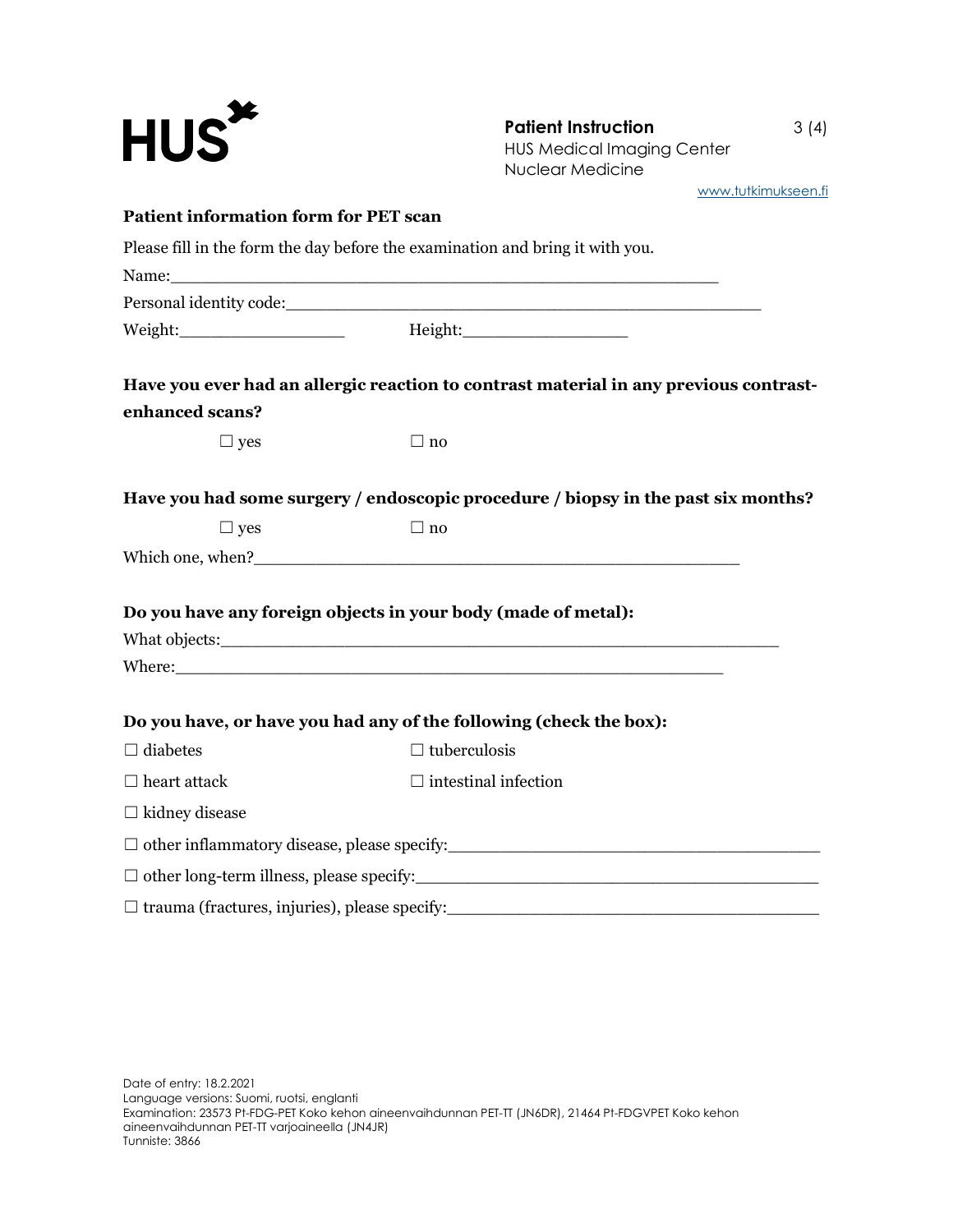## Patient information form for PET scan

Please fill in the form the day before the examination and bring it with you.

Name:____________________________________________________

Personal identity code:_____________________________________________

Weight:________________ Height:________________

**Have you ever had an allergic reaction to contrast material in any previous contrast-enhanced scans?**

☐ yes ☐ no

**Have you had some surgery / endoscopic procedure / biopsy in the past six months?**

☐ yes ☐ no

Which one, when?___________________________________________

**Do you have any foreign objects in your body (made of metal):**

What objects:______________________________________________________

Where:____________________________________________________

**Do you have, or have you had any of the following (check the box):**

☐ diabetes ☐ tuberculosis

☐ heart attack ☐ intestinal infection

☐ kidney disease

☐ other inflammatory disease, please specify:___________________________________

☐ other long-term illness, please specify:_____________________________________

☐ trauma (fractures, injuries), please specify:___________________________________

Date of entry: 18.2.2021
Language versions: Suomi, ruotsi, englanti
Examination: 23573 Pt-FDG-PET Koko kehon aineenvaihdunnan PET-TT (JN6DR), 21464 Pt-FDGVPET Koko kehon aineenvaihdunnan PET-TT varjoaineella (JN4JR)
Tunniste: 3866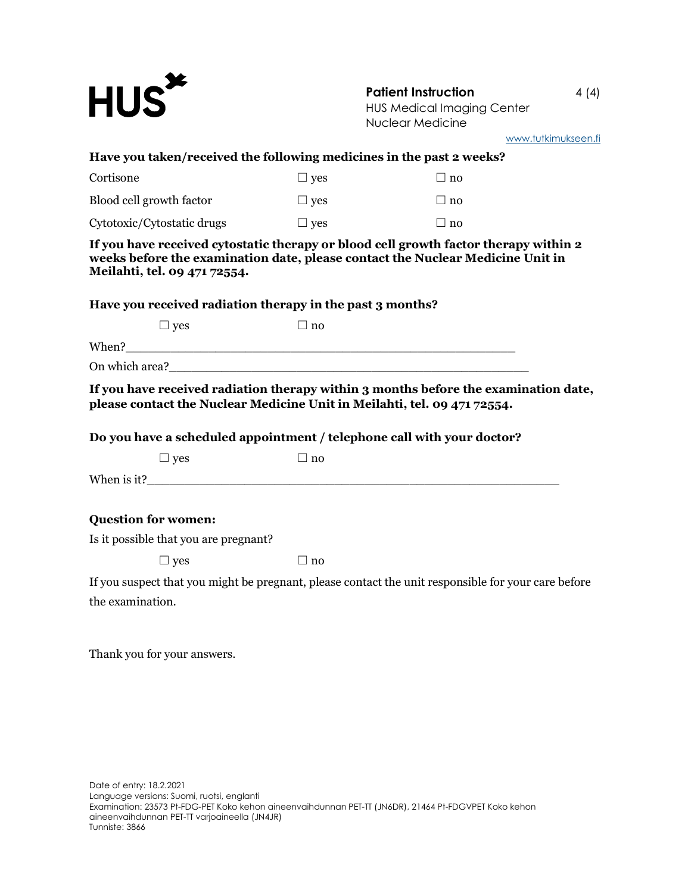**Have you taken/received the following medicines in the past 2 weeks?**

| | | |
|---|---|---|
| Cortisone | ☐ yes | ☐ no |
| Blood cell growth factor | ☐ yes | ☐ no |
| Cytotoxic/Cytostatic drugs | ☐ yes | ☐ no |

**If you have received cytostatic therapy or blood cell growth factor therapy within 2 weeks before the examination date, please contact the Nuclear Medicine Unit in Meilahti, tel. 09 471 72554.**

**Have you received radiation therapy in the past 3 months?**

☐ yes ☐ no

When?\_\_\_\_\_\_\_\_\_\_\_\_\_\_\_\_\_\_\_\_\_\_\_\_\_\_\_\_\_\_\_\_\_\_\_\_\_\_\_\_\_\_\_\_\_\_

On which area?\_\_\_\_\_\_\_\_\_\_\_\_\_\_\_\_\_\_\_\_\_\_\_\_\_\_\_\_\_\_\_\_\_\_\_\_\_\_\_\_\_\_

**If you have received radiation therapy within 3 months before the examination date, please contact the Nuclear Medicine Unit in Meilahti, tel. 09 471 72554.**

**Do you have a scheduled appointment / telephone call with your doctor?**

☐ yes ☐ no

When is it?\_\_\_\_\_\_\_\_\_\_\_\_\_\_\_\_\_\_\_\_\_\_\_\_\_\_\_\_\_\_\_\_\_\_\_\_\_\_\_\_\_\_\_\_\_\_\_\_

**Question for women:**

Is it possible that you are pregnant?

☐ yes ☐ no

If you suspect that you might be pregnant, please contact the unit responsible for your care before the examination.

Thank you for your answers.

Date of entry: 18.2.2021
Language versions: Suomi, ruotsi, englanti
Examination: 23573 Pt-FDG-PET Koko kehon aineenvaihdunnan PET-TT (JN6DR), 21464 Pt-FDGVPET Koko kehon aineenvaihdunnan PET-TT varjoaineella (JN4JR)
Tunniste: 3866